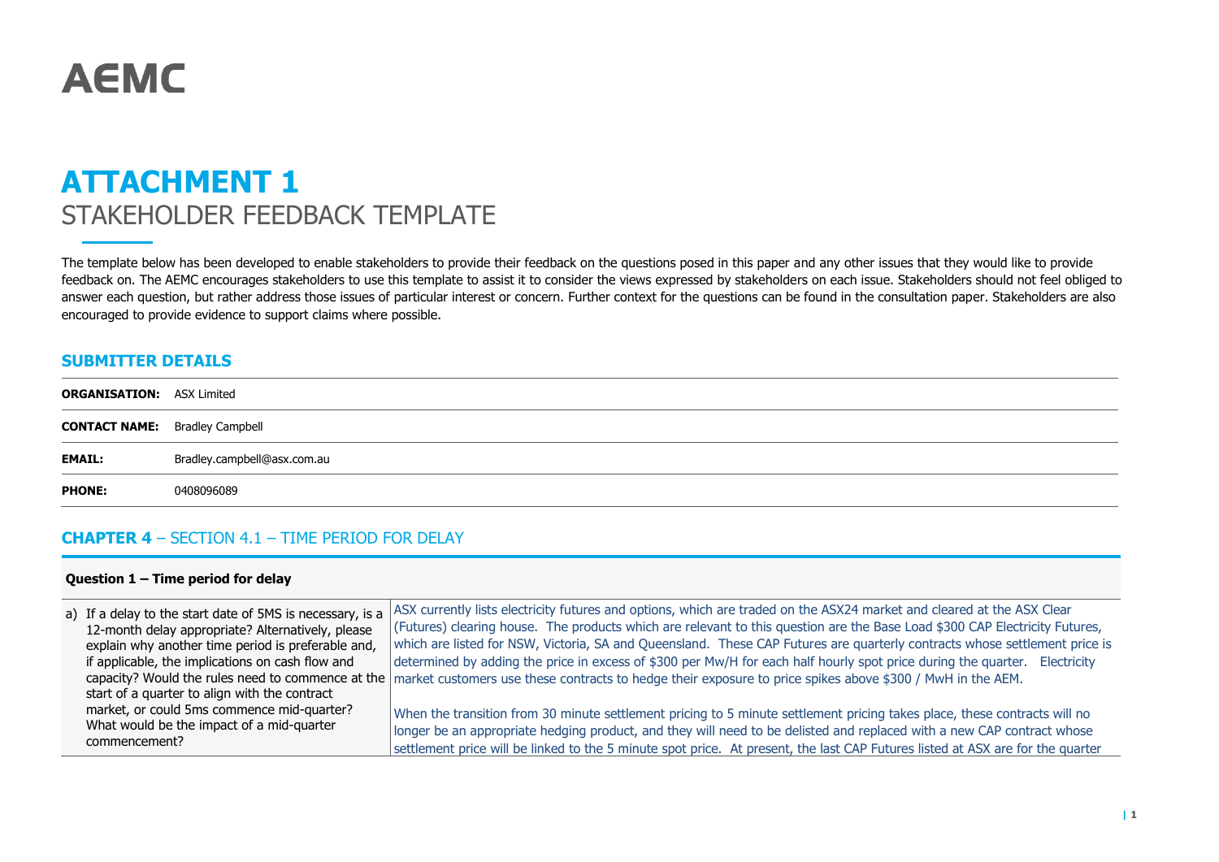# AEMC

# ATTACHMENT 1

## STAKEHOLDER FEEDBACK TEMPLATE

The template below has been developed to enable stakeholders to provide their feedback on the questions posed in this paper and any other issues that they would like to provide feedback on. The AEMC encourages stakeholders to use this template to assist it to consider the views expressed by stakeholders on each issue. Stakeholders should not feel obliged to answer each question, but rather address those issues of particular interest or concern. Further context for the questions can be found in the consultation paper. Stakeholders are also encouraged to provide evidence to support claims where possible.

### SUBMITTER DETAILS

| | |
|---|---|
| **ORGANISATION:** | ASX Limited |
| **CONTACT NAME:** | Bradley Campbell |
| **EMAIL:** | Bradley.campbell@asx.com.au |
| **PHONE:** | 0408096089 |

### CHAPTER 4 – SECTION 4.1 – TIME PERIOD FOR DELAY

| **Question 1 – Time period for delay** | |
|---|---|
| a) If a delay to the start date of 5MS is necessary, is a 12-month delay appropriate? Alternatively, please explain why another time period is preferable and, if applicable, the implications on cash flow and capacity? Would the rules need to commence at the start of a quarter to align with the contract market, or could 5ms commence mid-quarter? What would be the impact of a mid-quarter commencement? | ASX currently lists electricity futures and options, which are traded on the ASX24 market and cleared at the ASX Clear (Futures) clearing house. The products which are relevant to this question are the Base Load $300 CAP Electricity Futures, which are listed for NSW, Victoria, SA and Queensland. These CAP Futures are quarterly contracts whose settlement price is determined by adding the price in excess of $300 per Mw/H for each half hourly spot price during the quarter. Electricity market customers use these contracts to hedge their exposure to price spikes above $300 / MwH in the AEM.<br><br>When the transition from 30 minute settlement pricing to 5 minute settlement pricing takes place, these contracts will no longer be an appropriate hedging product, and they will need to be delisted and replaced with a new CAP contract whose settlement price will be linked to the 5 minute spot price. At present, the last CAP Futures listed at ASX are for the quarter |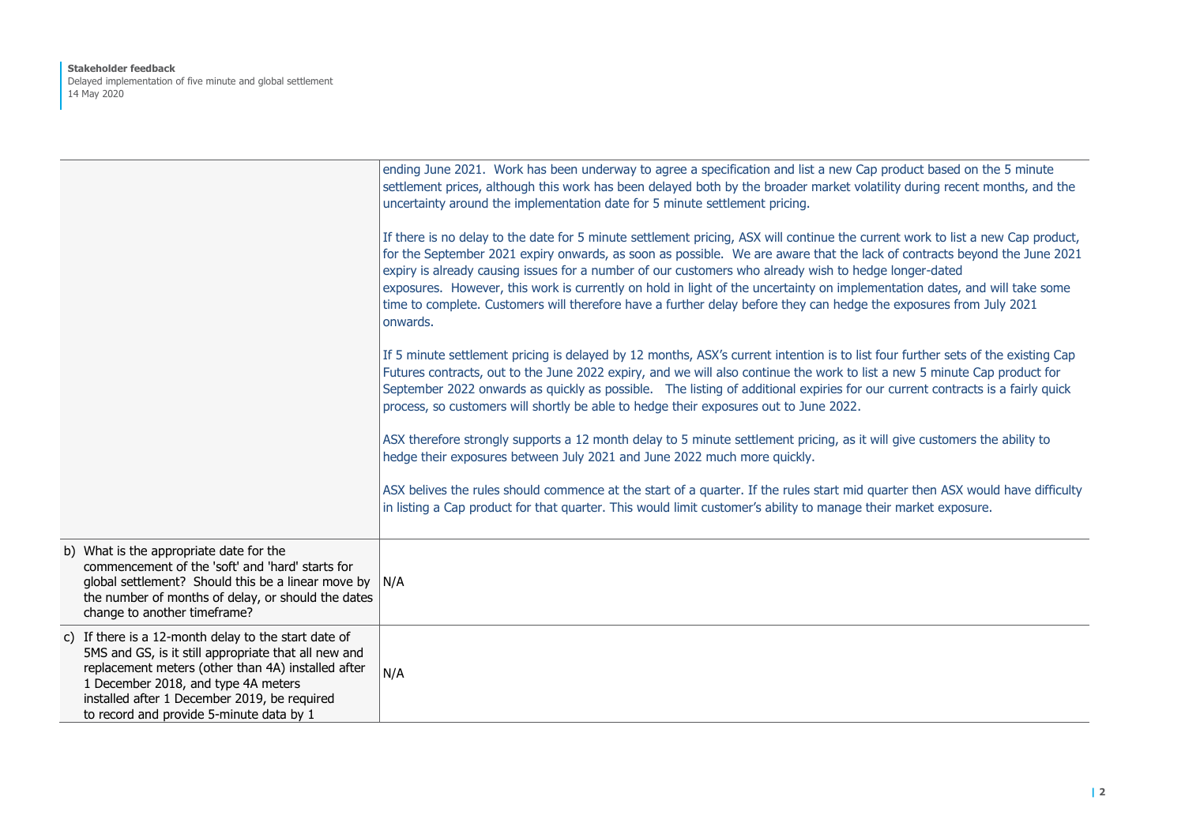| | |
|---|---|
| | ending June 2021. Work has been underway to agree a specification and list a new Cap product based on the 5 minute settlement prices, although this work has been delayed both by the broader market volatility during recent months, and the uncertainty around the implementation date for 5 minute settlement pricing.<br><br>If there is no delay to the date for 5 minute settlement pricing, ASX will continue the current work to list a new Cap product, for the September 2021 expiry onwards, as soon as possible. We are aware that the lack of contracts beyond the June 2021 expiry is already causing issues for a number of our customers who already wish to hedge longer-dated exposures. However, this work is currently on hold in light of the uncertainty on implementation dates, and will take some time to complete. Customers will therefore have a further delay before they can hedge the exposures from July 2021 onwards.<br><br>If 5 minute settlement pricing is delayed by 12 months, ASX's current intention is to list four further sets of the existing Cap Futures contracts, out to the June 2022 expiry, and we will also continue the work to list a new 5 minute Cap product for September 2022 onwards as quickly as possible. The listing of additional expiries for our current contracts is a fairly quick process, so customers will shortly be able to hedge their exposures out to June 2022.<br><br>ASX therefore strongly supports a 12 month delay to 5 minute settlement pricing, as it will give customers the ability to hedge their exposures between July 2021 and June 2022 much more quickly.<br><br>ASX belives the rules should commence at the start of a quarter. If the rules start mid quarter then ASX would have difficulty in listing a Cap product for that quarter. This would limit customer's ability to manage their market exposure. |
| b) What is the appropriate date for the commencement of the 'soft' and 'hard' starts for global settlement? Should this be a linear move by the number of months of delay, or should the dates change to another timeframe? | N/A |
| c) If there is a 12-month delay to the start date of 5MS and GS, is it still appropriate that all new and replacement meters (other than 4A) installed after 1 December 2018, and type 4A meters installed after 1 December 2019, be required to record and provide 5-minute data by 1 | N/A |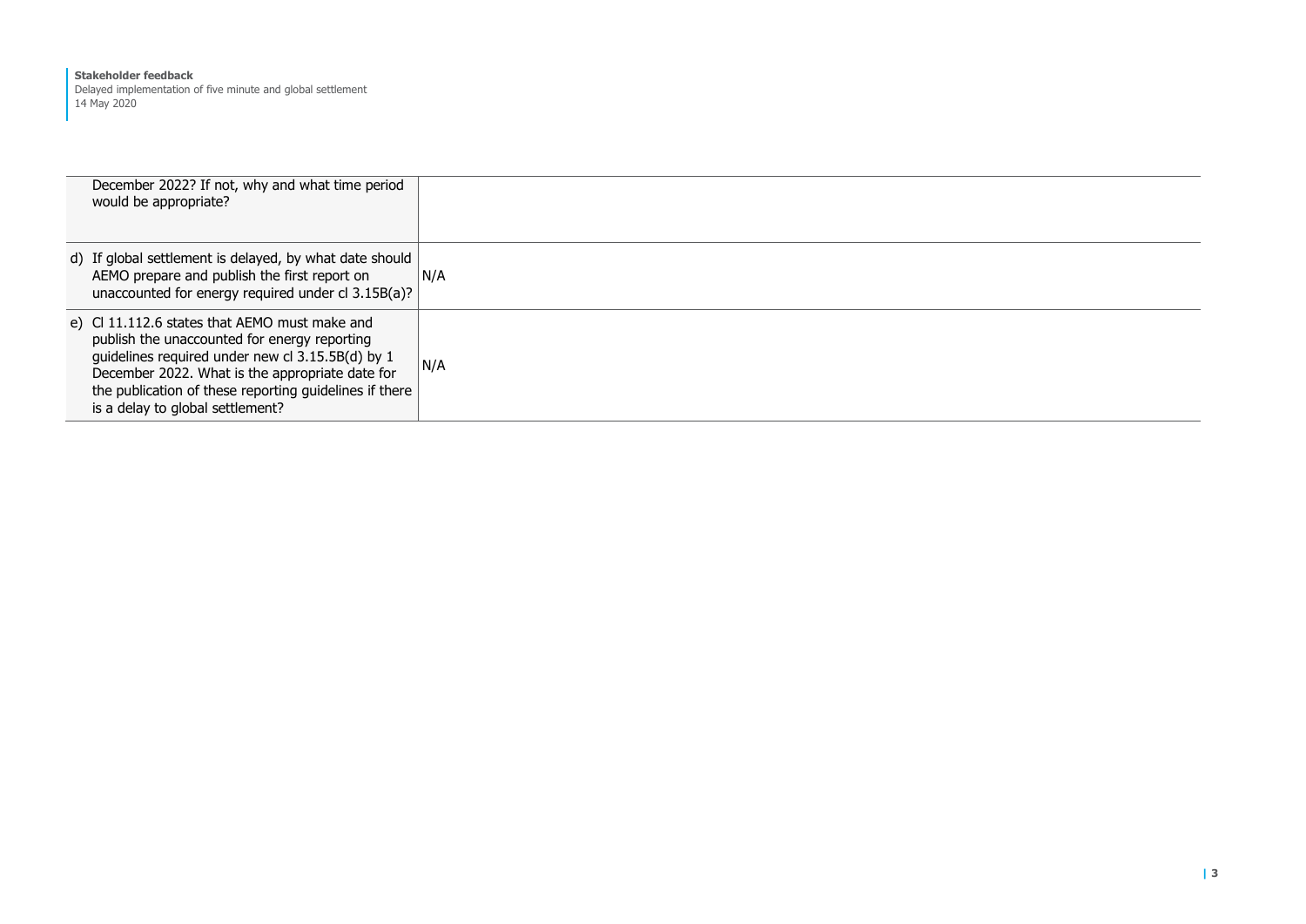| | |
|---|---|
| December 2022? If not, why and what time period would be appropriate? | |
| d) If global settlement is delayed, by what date should AEMO prepare and publish the first report on unaccounted for energy required under cl 3.15B(a)? | N/A |
| e) Cl 11.112.6 states that AEMO must make and publish the unaccounted for energy reporting guidelines required under new cl 3.15.5B(d) by 1 December 2022. What is the appropriate date for the publication of these reporting guidelines if there is a delay to global settlement? | N/A |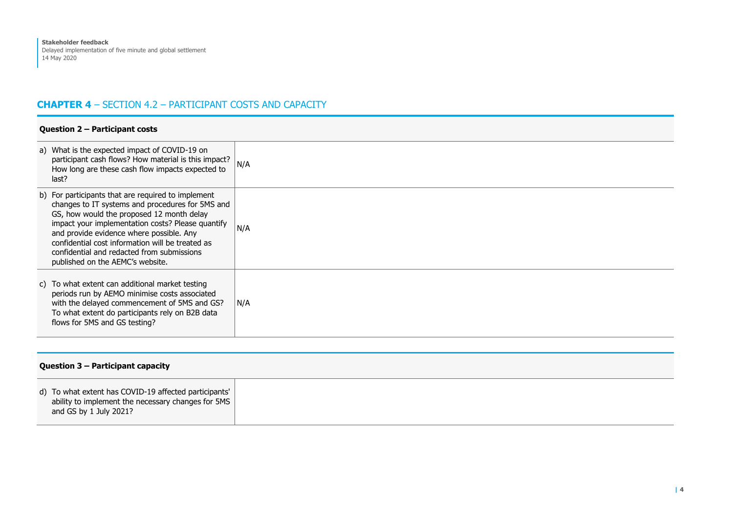## CHAPTER 4 – SECTION 4.2 – PARTICIPANT COSTS AND CAPACITY

| Question 2 – Participant costs | |
|---|---|
| a) What is the expected impact of COVID-19 on participant cash flows? How material is this impact? How long are these cash flow impacts expected to last? | N/A |
| b) For participants that are required to implement changes to IT systems and procedures for 5MS and GS, how would the proposed 12 month delay impact your implementation costs? Please quantify and provide evidence where possible. Any confidential cost information will be treated as confidential and redacted from submissions published on the AEMC's website. | N/A |
| c) To what extent can additional market testing periods run by AEMO minimise costs associated with the delayed commencement of 5MS and GS? To what extent do participants rely on B2B data flows for 5MS and GS testing? | N/A |

| Question 3 – Participant capacity | |
|---|---|
| d) To what extent has COVID-19 affected participants' ability to implement the necessary changes for 5MS and GS by 1 July 2021? | |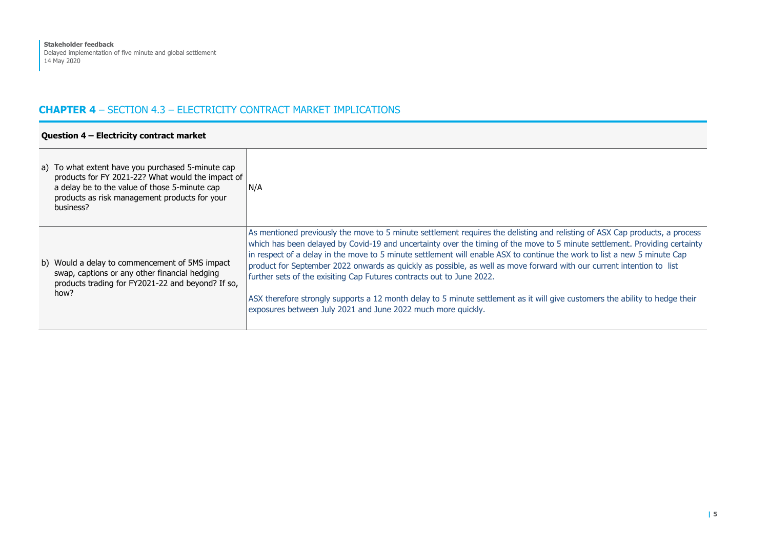## **CHAPTER 4** – SECTION 4.3 – ELECTRICITY CONTRACT MARKET IMPLICATIONS

| **Question 4 – Electricity contract market** | |
|---|---|
| a) To what extent have you purchased 5-minute cap products for FY 2021-22? What would the impact of a delay be to the value of those 5-minute cap products as risk management products for your business? | N/A |
| b) Would a delay to commencement of 5MS impact swap, captions or any other financial hedging products trading for FY2021-22 and beyond? If so, how? | As mentioned previously the move to 5 minute settlement requires the delisting and relisting of ASX Cap products, a process which has been delayed by Covid-19 and uncertainty over the timing of the move to 5 minute settlement. Providing certainty in respect of a delay in the move to 5 minute settlement will enable ASX to continue the work to list a new 5 minute Cap product for September 2022 onwards as quickly as possible, as well as move forward with our current intention to list further sets of the exisiting Cap Futures contracts out to June 2022.<br><br>ASX therefore strongly supports a 12 month delay to 5 minute settlement as it will give customers the ability to hedge their exposures between July 2021 and June 2022 much more quickly. |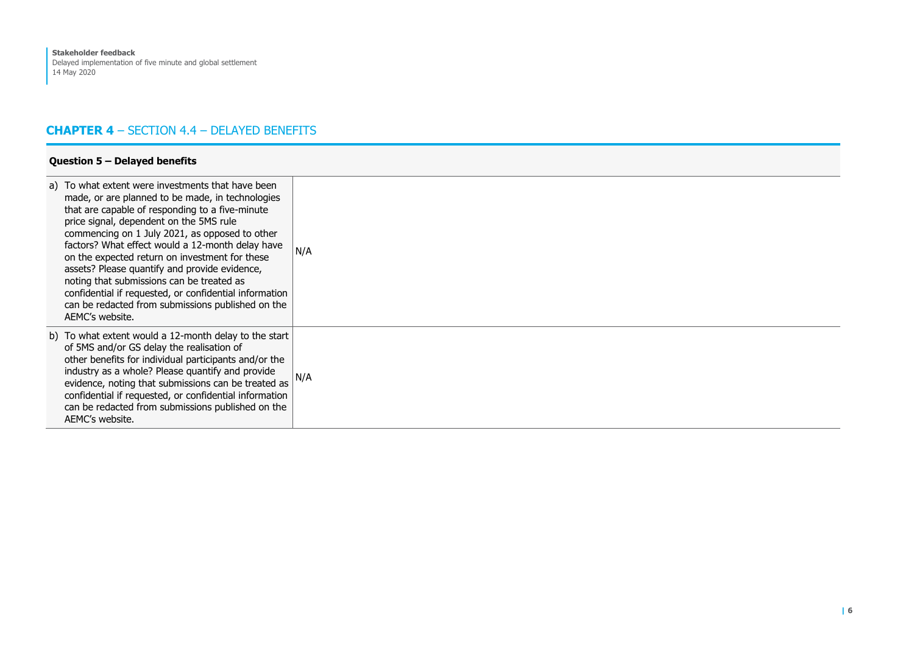## **CHAPTER 4** – SECTION 4.4 – DELAYED BENEFITS

| **Question 5 – Delayed benefits** | |
| --- | --- |
| a) To what extent were investments that have been made, or are planned to be made, in technologies that are capable of responding to a five-minute price signal, dependent on the 5MS rule commencing on 1 July 2021, as opposed to other factors? What effect would a 12-month delay have on the expected return on investment for these assets? Please quantify and provide evidence, noting that submissions can be treated as confidential if requested, or confidential information can be redacted from submissions published on the AEMC's website. | N/A |
| b) To what extent would a 12-month delay to the start of 5MS and/or GS delay the realisation of other benefits for individual participants and/or the industry as a whole? Please quantify and provide evidence, noting that submissions can be treated as confidential if requested, or confidential information can be redacted from submissions published on the AEMC's website. | N/A |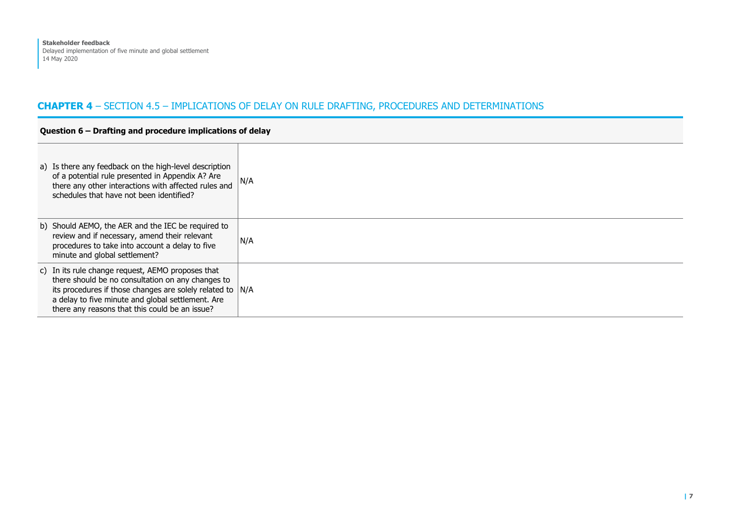## **CHAPTER 4** – SECTION 4.5 – IMPLICATIONS OF DELAY ON RULE DRAFTING, PROCEDURES AND DETERMINATIONS

| **Question 6 – Drafting and procedure implications of delay** | |
|---|---|
| a) Is there any feedback on the high-level description of a potential rule presented in Appendix A? Are there any other interactions with affected rules and schedules that have not been identified? | N/A |
| b) Should AEMO, the AER and the IEC be required to review and if necessary, amend their relevant procedures to take into account a delay to five minute and global settlement? | N/A |
| c) In its rule change request, AEMO proposes that there should be no consultation on any changes to its procedures if those changes are solely related to a delay to five minute and global settlement. Are there any reasons that this could be an issue? | N/A |